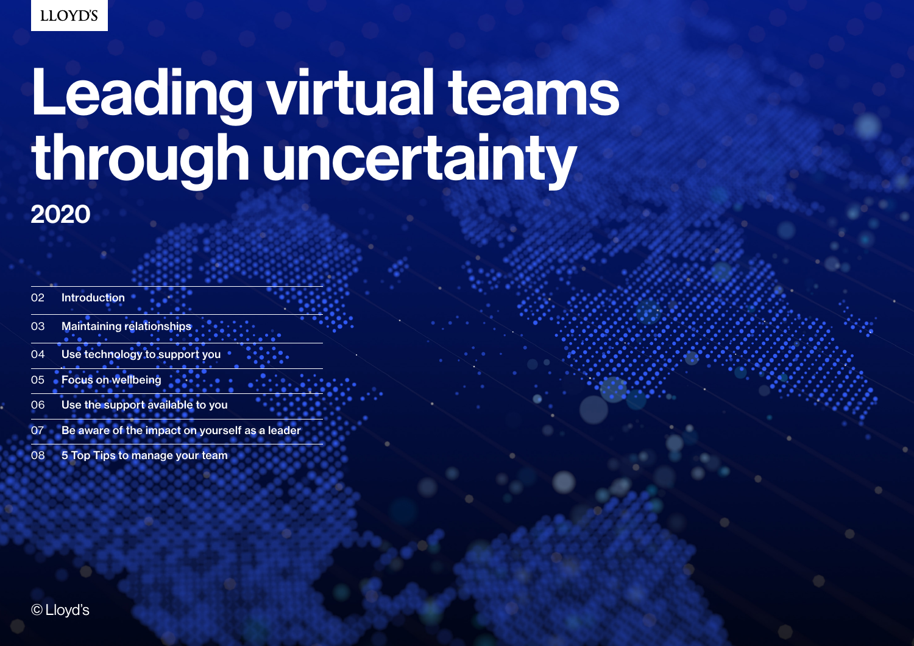LLOYD'S

# Leading virtual teams through uncertainty

## 2020

| | |
|---|---|
| 02 | Introduction |
| 03 | Maintaining relationships |
| 04 | Use technology to support you |
| 05 | Focus on wellbeing |
| 06 | Use the support available to you |
| 07 | Be aware of the impact on yourself as a leader |
| 08 | 5 Top Tips to manage your team |

© Lloyd's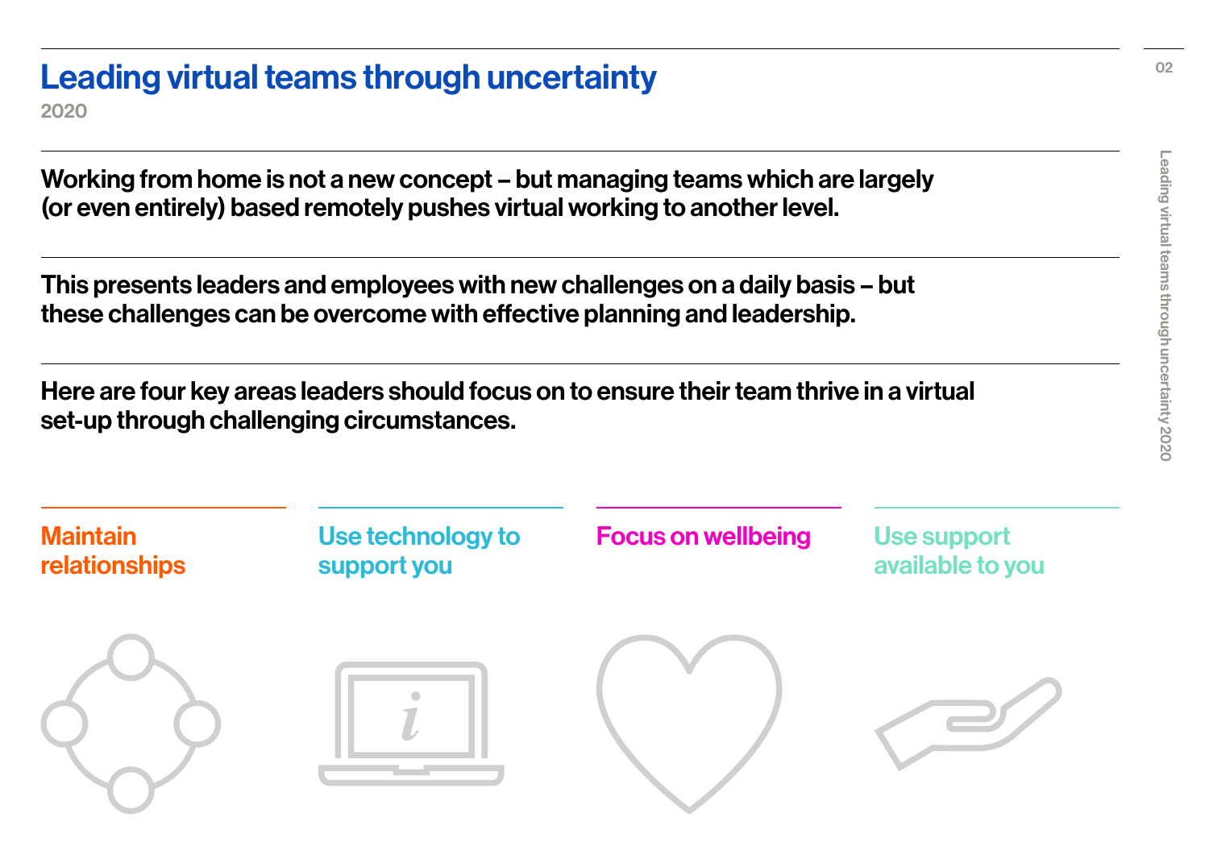# Leading virtual teams through uncertainty

2020

**Working from home is not a new concept – but managing teams which are largely (or even entirely) based remotely pushes virtual working to another level.**

**This presents leaders and employees with new challenges on a daily basis – but these challenges can be overcome with effective planning and leadership.**

**Here are four key areas leaders should focus on to ensure their team thrive in a virtual set-up through challenging circumstances.**

## Maintain relationships

## Use technology to support you

## Focus on wellbeing

## Use support available to you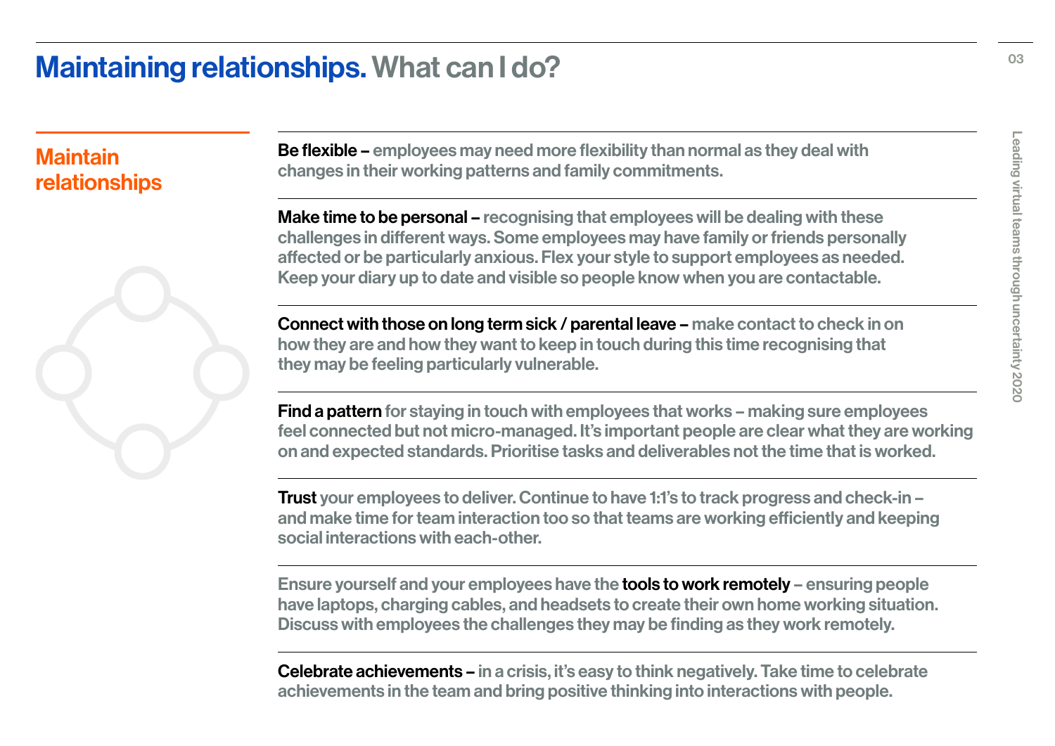# Maintaining relationships. What can I do?

## Maintain relationships

**Be flexible** – employees may need more flexibility than normal as they deal with changes in their working patterns and family commitments.

**Make time to be personal** – recognising that employees will be dealing with these challenges in different ways. Some employees may have family or friends personally affected or be particularly anxious. Flex your style to support employees as needed. Keep your diary up to date and visible so people know when you are contactable.

**Connect with those on long term sick / parental leave** – make contact to check in on how they are and how they want to keep in touch during this time recognising that they may be feeling particularly vulnerable.

**Find a pattern** for staying in touch with employees that works – making sure employees feel connected but not micro-managed. It's important people are clear what they are working on and expected standards. Prioritise tasks and deliverables not the time that is worked.

**Trust** your employees to deliver. Continue to have 1:1's to track progress and check-in – and make time for team interaction too so that teams are working efficiently and keeping social interactions with each-other.

Ensure yourself and your employees have the **tools to work remotely** – ensuring people have laptops, charging cables, and headsets to create their own home working situation. Discuss with employees the challenges they may be finding as they work remotely.

**Celebrate achievements** – in a crisis, it's easy to think negatively. Take time to celebrate achievements in the team and bring positive thinking into interactions with people.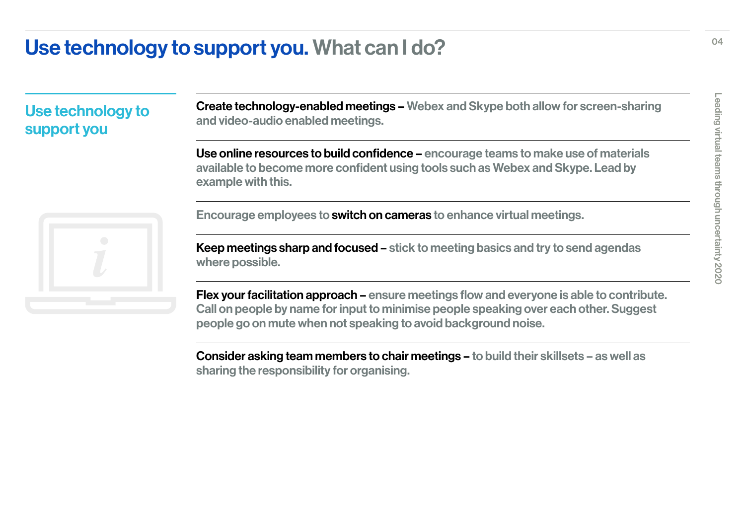# Use technology to support you. What can I do?

## Use technology to support you

**Create technology-enabled meetings** – Webex and Skype both allow for screen-sharing and video-audio enabled meetings.

**Use online resources to build confidence** – encourage teams to make use of materials available to become more confident using tools such as Webex and Skype. Lead by example with this.

Encourage employees to **switch on cameras** to enhance virtual meetings.

**Keep meetings sharp and focused** – stick to meeting basics and try to send agendas where possible.

**Flex your facilitation approach** – ensure meetings flow and everyone is able to contribute. Call on people by name for input to minimise people speaking over each other. Suggest people go on mute when not speaking to avoid background noise.

**Consider asking team members to chair meetings** – to build their skillsets – as well as sharing the responsibility for organising.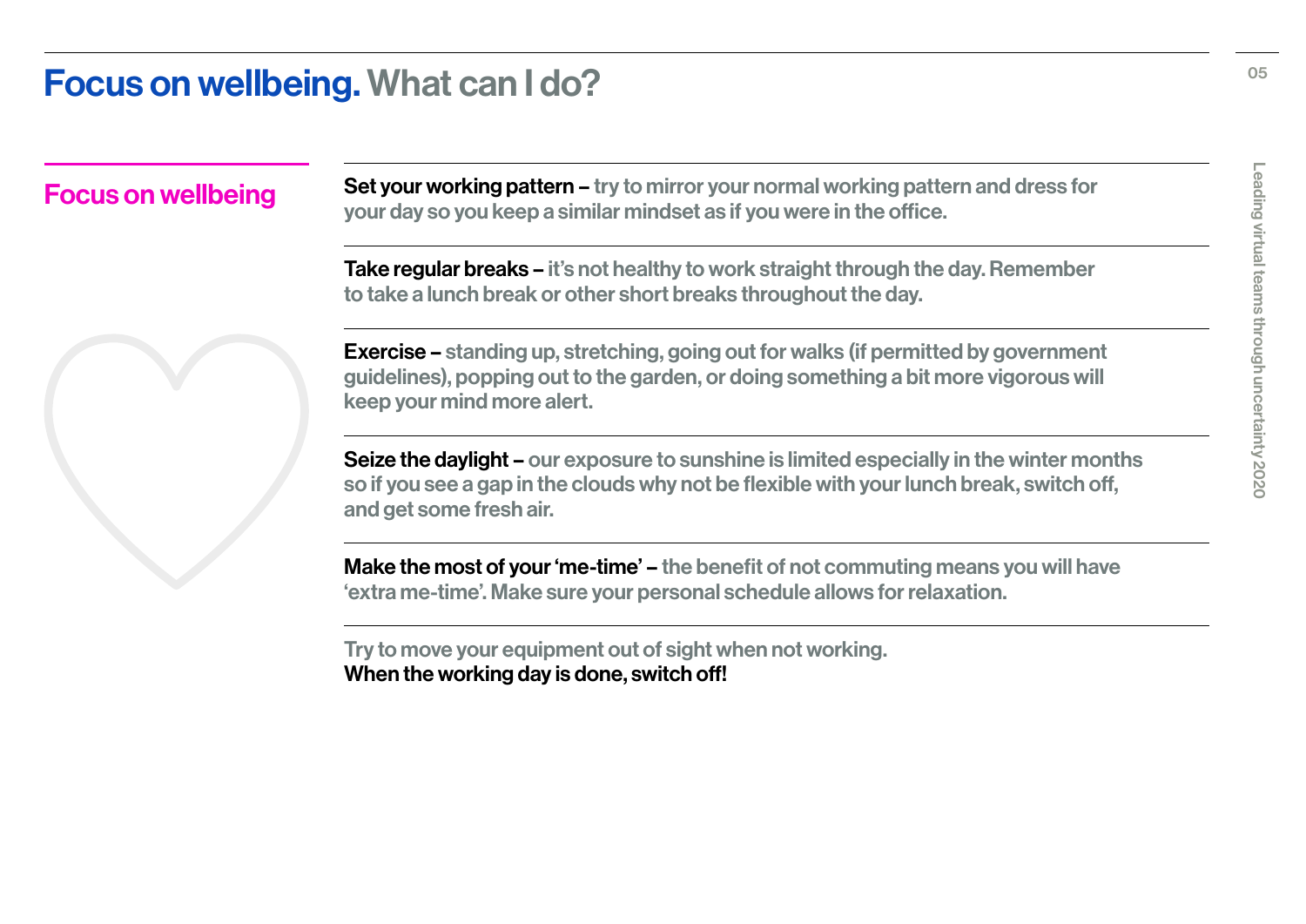# Focus on wellbeing. What can I do?

## Focus on wellbeing

**Set your working pattern** – try to mirror your normal working pattern and dress for your day so you keep a similar mindset as if you were in the office.

**Take regular breaks** – it's not healthy to work straight through the day. Remember to take a lunch break or other short breaks throughout the day.

**Exercise** – standing up, stretching, going out for walks (if permitted by government guidelines), popping out to the garden, or doing something a bit more vigorous will keep your mind more alert.

**Seize the daylight** – our exposure to sunshine is limited especially in the winter months so if you see a gap in the clouds why not be flexible with your lunch break, switch off, and get some fresh air.

**Make the most of your 'me-time'** – the benefit of not commuting means you will have 'extra me-time'. Make sure your personal schedule allows for relaxation.

Try to move your equipment out of sight when not working.
**When the working day is done, switch off!**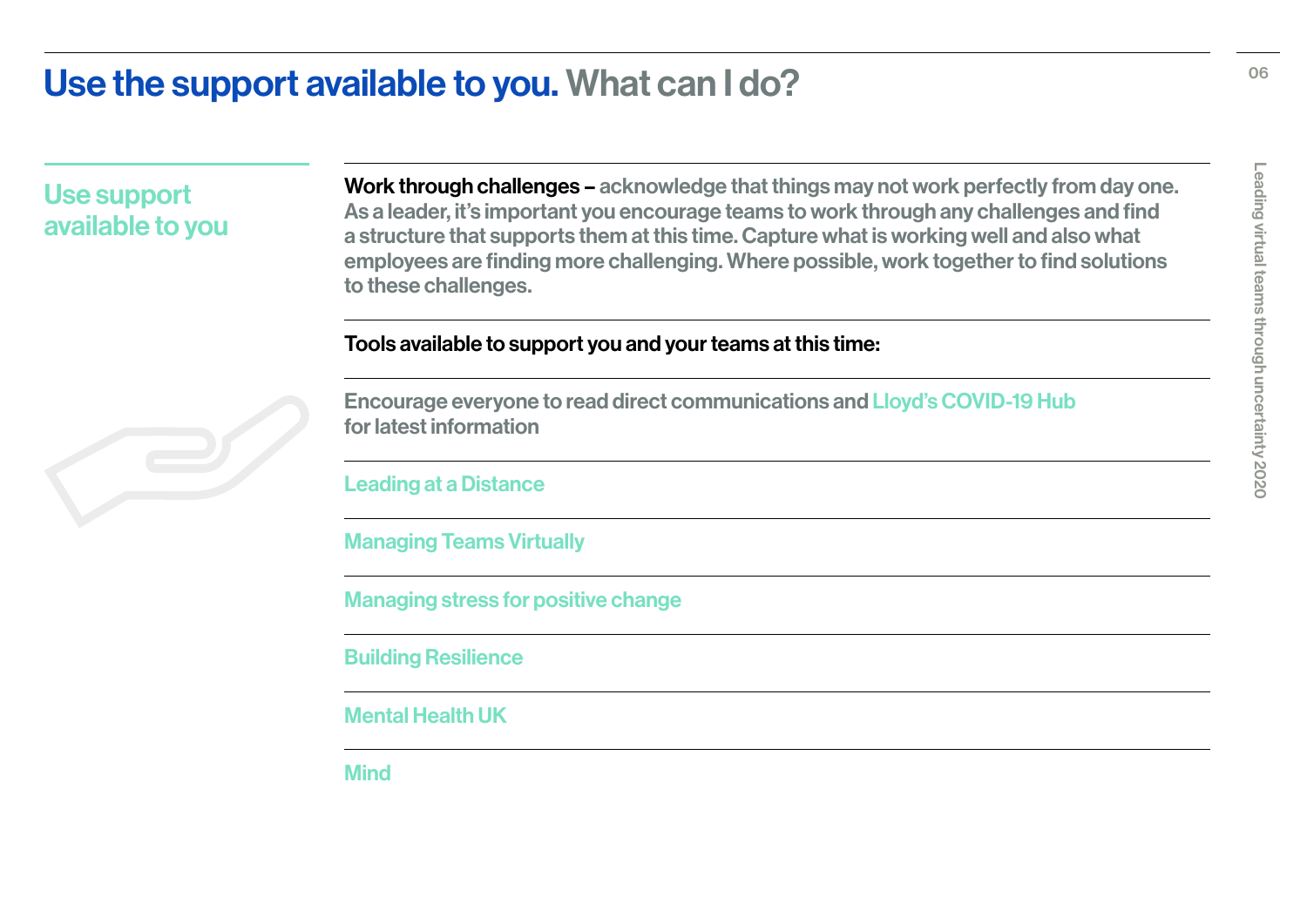# Use the support available to you. What can I do?

## Use support available to you

**Work through challenges –** acknowledge that things may not work perfectly from day one. As a leader, it's important you encourage teams to work through any challenges and find a structure that supports them at this time. Capture what is working well and also what employees are finding more challenging. Where possible, work together to find solutions to these challenges.

**Tools available to support you and your teams at this time:**

Encourage everyone to read direct communications and Lloyd's COVID-19 Hub for latest information

Leading at a Distance

Managing Teams Virtually

Managing stress for positive change

Building Resilience

Mental Health UK

Mind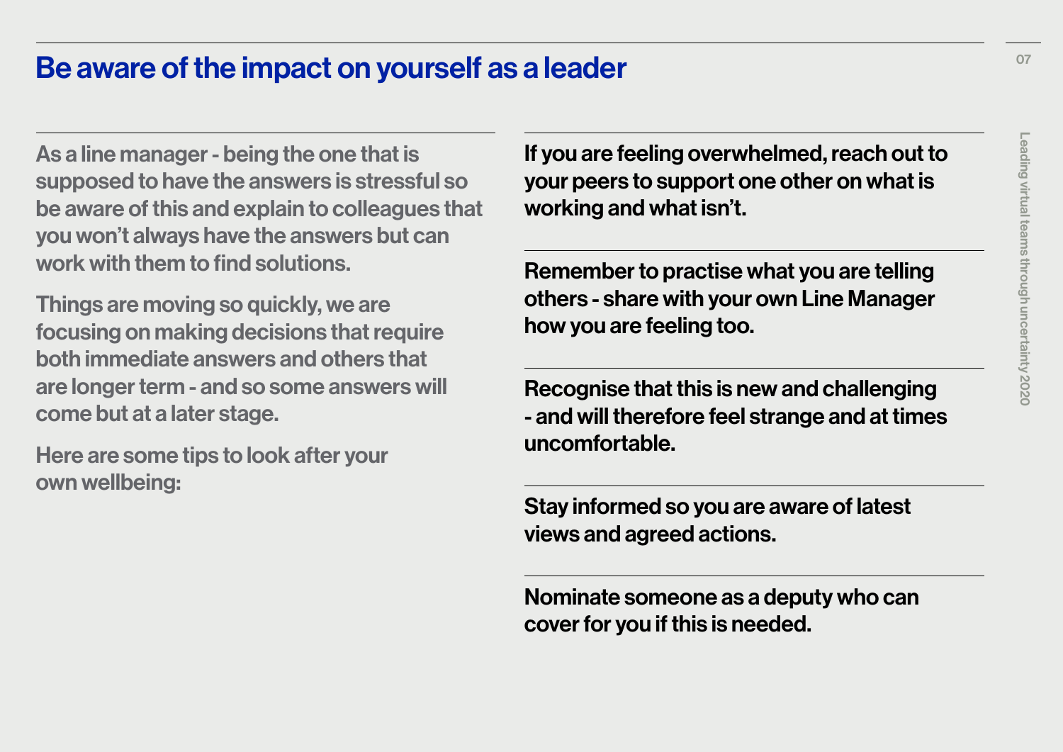# Be aware of the impact on yourself as a leader

As a line manager - being the one that is supposed to have the answers is stressful so be aware of this and explain to colleagues that you won't always have the answers but can work with them to find solutions.

Things are moving so quickly, we are focusing on making decisions that require both immediate answers and others that are longer term - and so some answers will come but at a later stage.

Here are some tips to look after your own wellbeing:

**If you are feeling overwhelmed, reach out to your peers to support one other on what is working and what isn't.**

**Remember to practise what you are telling others - share with your own Line Manager how you are feeling too.**

**Recognise that this is new and challenging - and will therefore feel strange and at times uncomfortable.**

**Stay informed so you are aware of latest views and agreed actions.**

**Nominate someone as a deputy who can cover for you if this is needed.**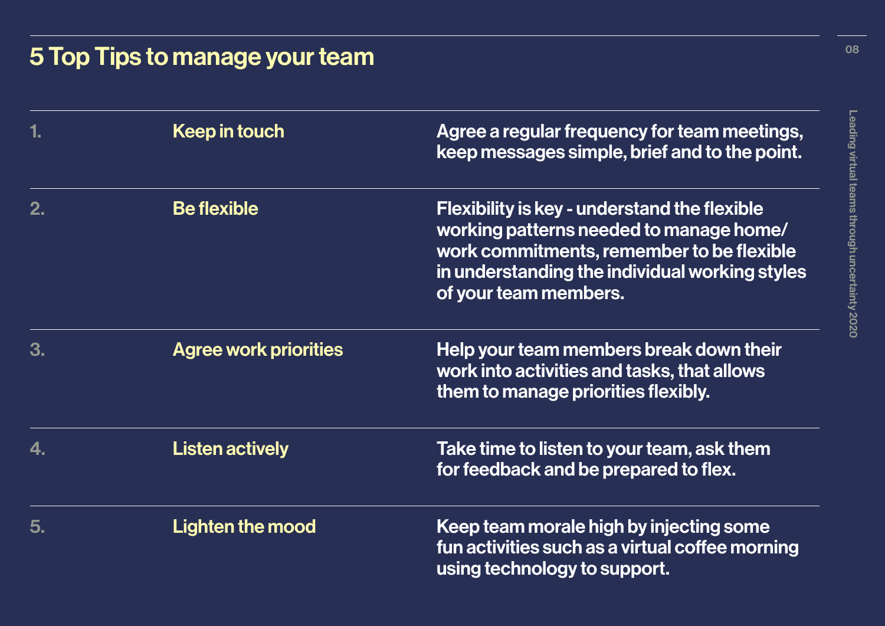## 5 Top Tips to manage your team

| | | |
|---|---|---|
| 1. | **Keep in touch** | Agree a regular frequency for team meetings, keep messages simple, brief and to the point. |
| 2. | **Be flexible** | Flexibility is key - understand the flexible working patterns needed to manage home/work commitments, remember to be flexible in understanding the individual working styles of your team members. |
| 3. | **Agree work priorities** | Help your team members break down their work into activities and tasks, that allows them to manage priorities flexibly. |
| 4. | **Listen actively** | Take time to listen to your team, ask them for feedback and be prepared to flex. |
| 5. | **Lighten the mood** | Keep team morale high by injecting some fun activities such as a virtual coffee morning using technology to support. |